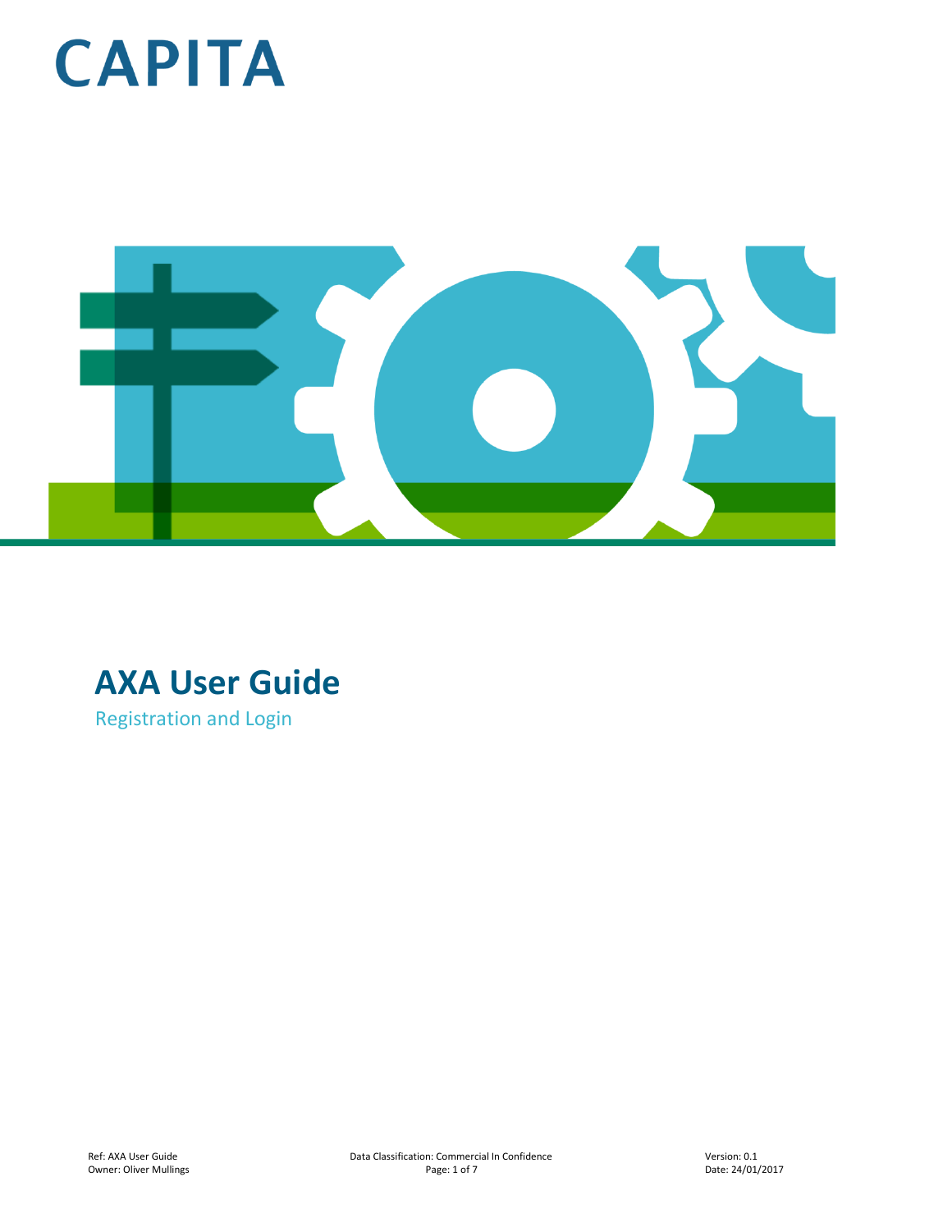CAPITA

# AXA User Guide

Registration and Login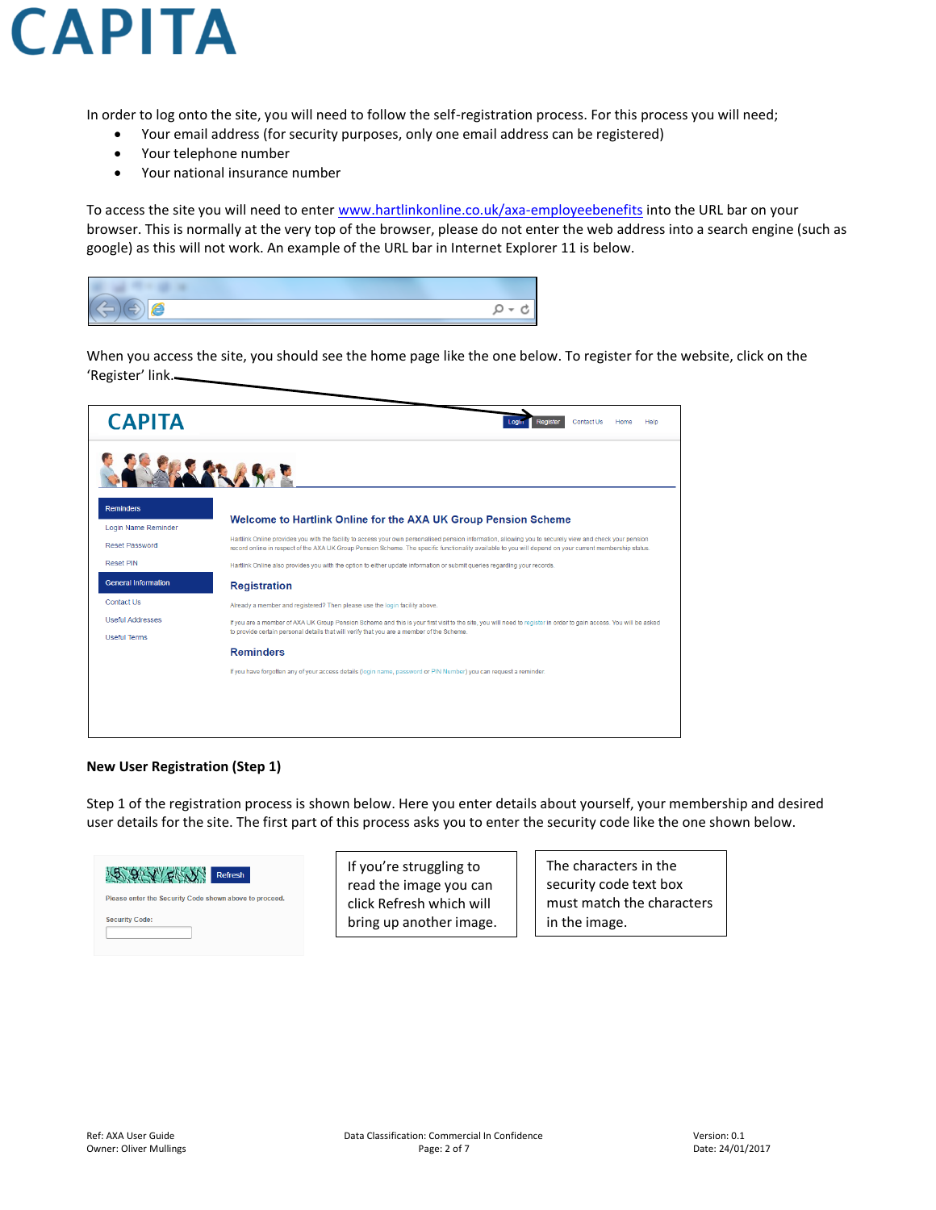In order to log onto the site, you will need to follow the self-registration process. For this process you will need;

- Your email address (for security purposes, only one email address can be registered)
- Your telephone number
- Your national insurance number

To access the site you will need to enter www.hartlinkonline.co.uk/axa-employeebenefits into the URL bar on your browser. This is normally at the very top of the browser, please do not enter the web address into a search engine (such as google) as this will not work. An example of the URL bar in Internet Explorer 11 is below.

When you access the site, you should see the home page like the one below. To register for the website, click on the 'Register' link.

**New User Registration (Step 1)**

Step 1 of the registration process is shown below. Here you enter details about yourself, your membership and desired user details for the site. The first part of this process asks you to enter the security code like the one shown below.

If you're struggling to read the image you can click Refresh which will bring up another image.

The characters in the security code text box must match the characters in the image.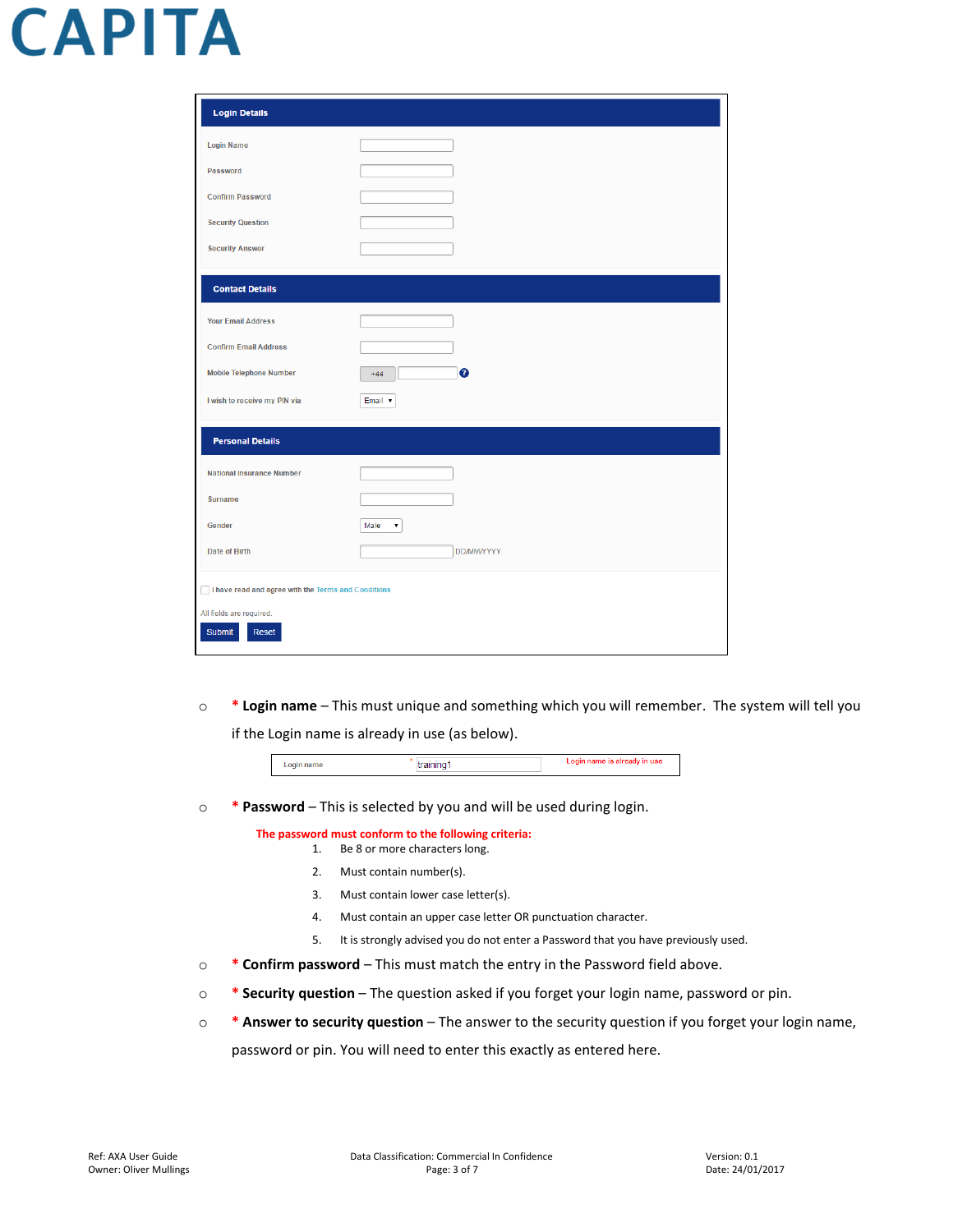CAPITA

**Login Details**

| | |
|---|---|
| Login Name | |
| Password | |
| Confirm Password | |
| Security Question | |
| Security Answer | |

**Contact Details**

| | |
|---|---|
| Your Email Address | |
| Confirm Email Address | |
| Mobile Telephone Number | +44 |
| I wish to receive my PIN via | Email |

**Personal Details**

| | |
|---|---|
| National Insurance Number | |
| Surname | |
| Gender | Male |
| Date of Birth | DD/MM/YYYY |

☐ I have read and agree with the Terms and Conditions

All fields are required.

Submit  Reset

- * **Login name** – This must unique and something which you will remember. The system will tell you if the Login name is already in use (as below).

  | Login name | * training1 | Login name is already in use |
  |---|---|---|

- * **Password** – This is selected by you and will be used during login.

  **The password must conform to the following criteria:**

  1. Be 8 or more characters long.
  2. Must contain number(s).
  3. Must contain lower case letter(s).
  4. Must contain an upper case letter OR punctuation character.
  5. It is strongly advised you do not enter a Password that you have previously used.

- * **Confirm password** – This must match the entry in the Password field above.
- * **Security question** – The question asked if you forget your login name, password or pin.
- * **Answer to security question** – The answer to the security question if you forget your login name, password or pin. You will need to enter this exactly as entered here.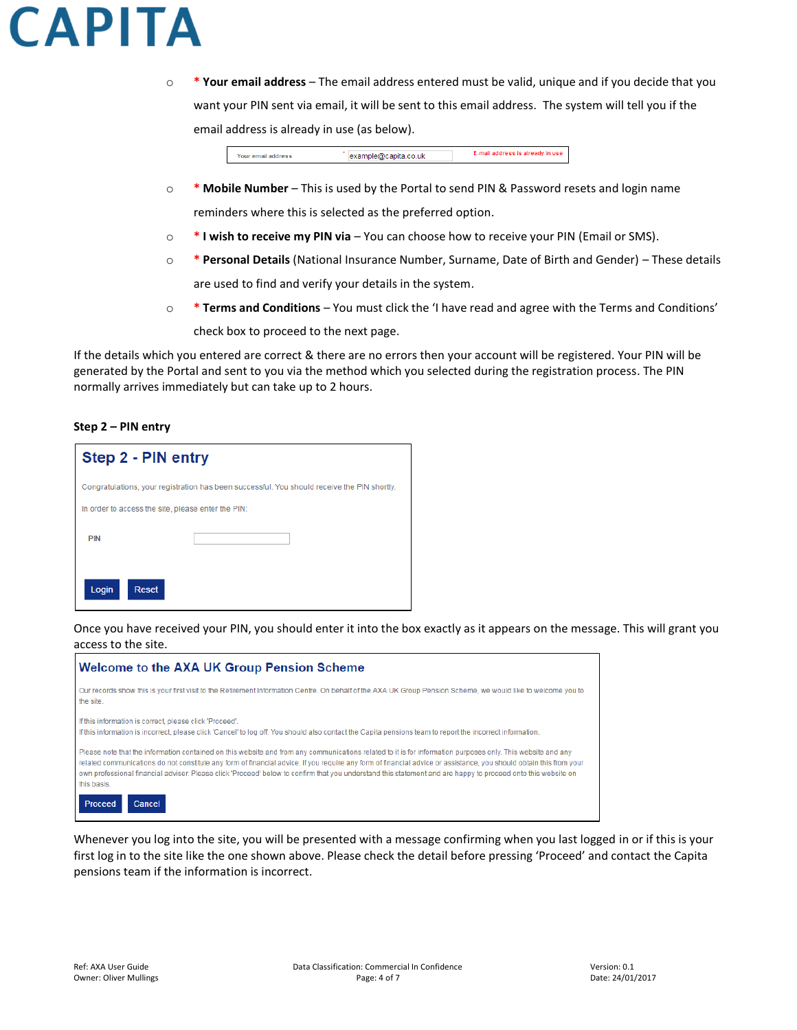- **\* Your email address** – The email address entered must be valid, unique and if you decide that you want your PIN sent via email, it will be sent to this email address. The system will tell you if the email address is already in use (as below).

  | Your email address | * example@capita.co.uk | E-mail address is already in use |
  |---|---|---|

- **\* Mobile Number** – This is used by the Portal to send PIN & Password resets and login name reminders where this is selected as the preferred option.
- **\* I wish to receive my PIN via** – You can choose how to receive your PIN (Email or SMS).
- **\* Personal Details** (National Insurance Number, Surname, Date of Birth and Gender) – These details are used to find and verify your details in the system.
- **\* Terms and Conditions** – You must click the 'I have read and agree with the Terms and Conditions' check box to proceed to the next page.

If the details which you entered are correct & there are no errors then your account will be registered. Your PIN will be generated by the Portal and sent to you via the method which you selected during the registration process. The PIN normally arrives immediately but can take up to 2 hours.

**Step 2 – PIN entry**

> **Step 2 - PIN entry**
>
> Congratulations, your registration has been successful. You should receive the PIN shortly.
>
> In order to access the site, please enter the PIN:
>
> PIN [ ]
>
> [Login] [Reset]

Once you have received your PIN, you should enter it into the box exactly as it appears on the message. This will grant you access to the site.

> **Welcome to the AXA UK Group Pension Scheme**
>
> Our records show this is your first visit to the Retirement Information Centre. On behalf of the AXA UK Group Pension Scheme, we would like to welcome you to the site.
>
> If this information is correct, please click 'Proceed'.
> If this information is incorrect, please click 'Cancel' to log off. You should also contact the Capita pensions team to report the incorrect information.
>
> Please note that the information contained on this website and from any communications related to it is for information purposes only. This website and any related communications do not constitute any form of financial advice. If you require any form of financial advice or assistance, you should obtain this from your own professional financial adviser. Please click 'Proceed' below to confirm that you understand this statement and are happy to proceed onto this website on this basis.
>
> [Proceed] [Cancel]

Whenever you log into the site, you will be presented with a message confirming when you last logged in or if this is your first log in to the site like the one shown above. Please check the detail before pressing 'Proceed' and contact the Capita pensions team if the information is incorrect.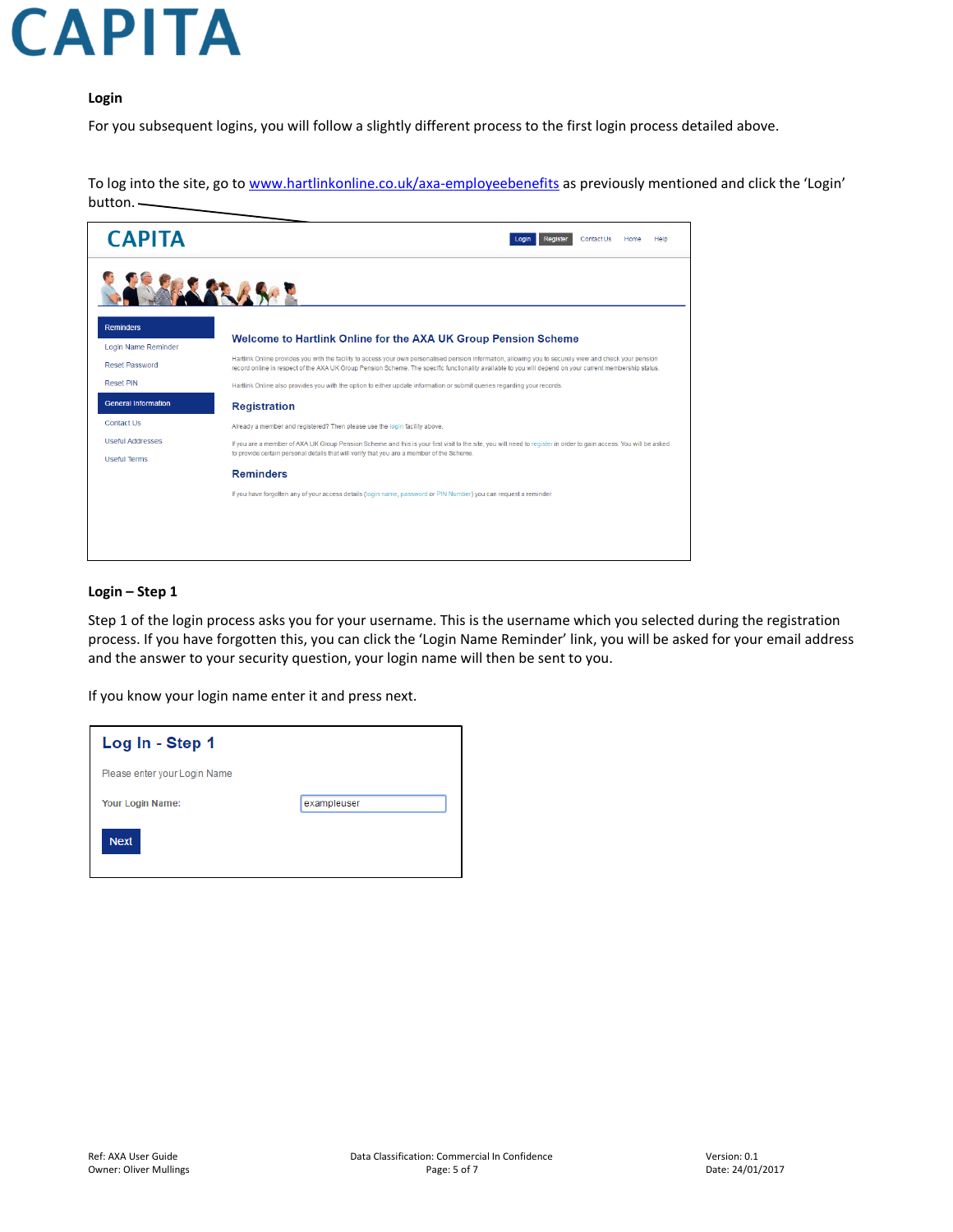**Login**

For you subsequent logins, you will follow a slightly different process to the first login process detailed above.

To log into the site, go to [www.hartlinkonline.co.uk/axa-employeebenefits](http://www.hartlinkonline.co.uk/axa-employeebenefits) as previously mentioned and click the 'Login' button.

**Login – Step 1**

Step 1 of the login process asks you for your username. This is the username which you selected during the registration process. If you have forgotten this, you can click the 'Login Name Reminder' link, you will be asked for your email address and the answer to your security question, your login name will then be sent to you.

If you know your login name enter it and press next.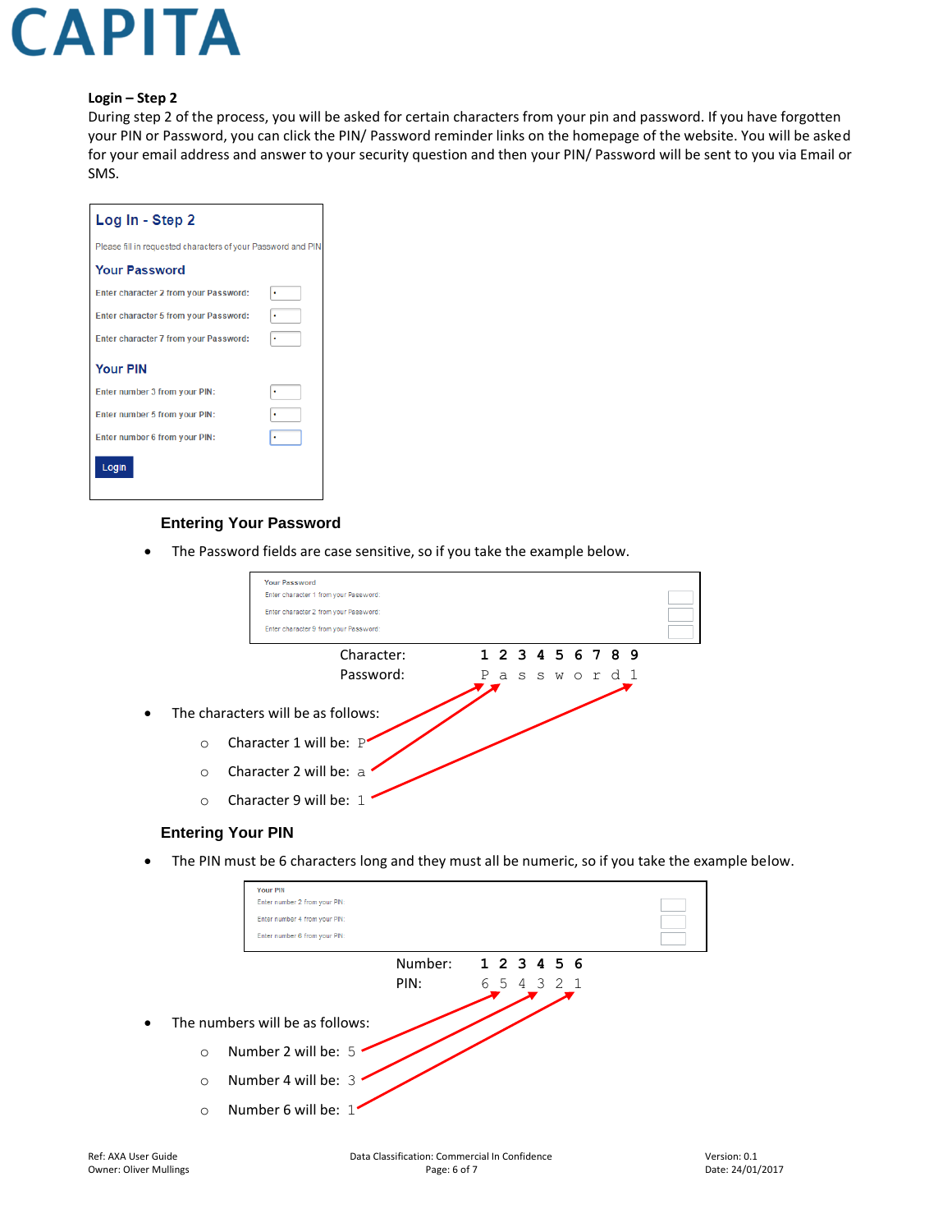**Login – Step 2**

During step 2 of the process, you will be asked for certain characters from your pin and password. If you have forgotten your PIN or Password, you can click the PIN/ Password reminder links on the homepage of the website. You will be asked for your email address and answer to your security question and then your PIN/ Password will be sent to you via Email or SMS.

**Log In - Step 2**

Please fill in requested characters of your Password and PIN

**Your Password**

Enter character 2 from your Password:

Enter character 5 from your Password:

Enter character 7 from your Password:

**Your PIN**

Enter number 3 from your PIN:

Enter number 5 from your PIN:

Enter number 6 from your PIN:

Login

### Entering Your Password

- The Password fields are case sensitive, so if you take the example below.

**Your Password**

Enter character 1 from your Password:

Enter character 2 from your Password:

Enter character 9 from your Password:

| Character: | 1 | 2 | 3 | 4 | 5 | 6 | 7 | 8 | 9 |
|---|---|---|---|---|---|---|---|---|---|
| Password: | P | a | s | s | w | o | r | d | 1 |

- The characters will be as follows:
  - Character 1 will be: P
  - Character 2 will be: a
  - Character 9 will be: 1

### Entering Your PIN

- The PIN must be 6 characters long and they must all be numeric, so if you take the example below.

**Your PIN**

Enter number 2 from your PIN:

Enter number 4 from your PIN:

Enter number 6 from your PIN:

| Number: | 1 | 2 | 3 | 4 | 5 | 6 |
|---|---|---|---|---|---|---|
| PIN: | 6 | 5 | 4 | 3 | 2 | 1 |

- The numbers will be as follows:
  - Number 2 will be: 5
  - Number 4 will be: 3
  - Number 6 will be: 1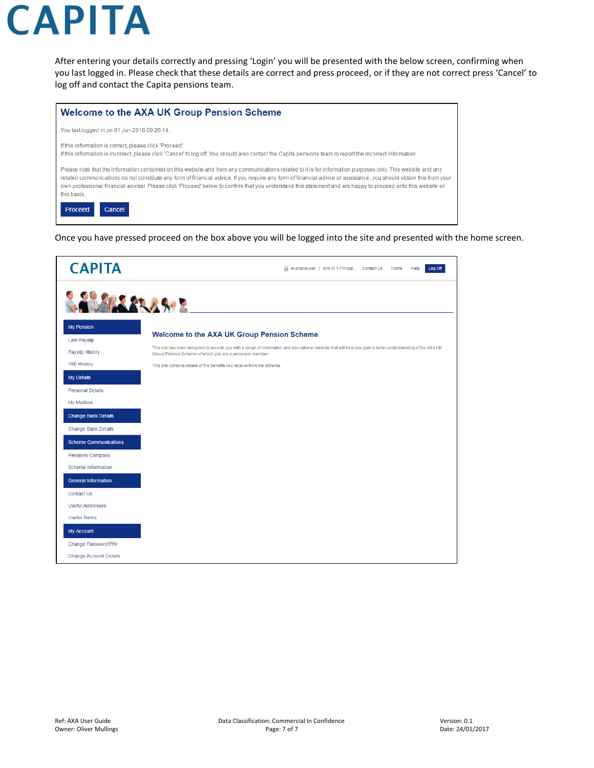After entering your details correctly and pressing 'Login' you will be presented with the below screen, confirming when you last logged in. Please check that these details are correct and press proceed, or if they are not correct press 'Cancel' to log off and contact the Capita pensions team.

**Welcome to the AXA UK Group Pension Scheme**

You last logged in on 01 Jun 2016 09:26:14.

If this information is correct, please click 'Proceed'.
If this information is incorrect, please click 'Cancel' to log off. You should also contact the Capita pensions team to report the incorrect information.

Please note that the information contained on this website and from any communications related to it is for information purposes only. This website and any related communications do not constitute any form of financial advice. If you require any form of financial advice or assistance, you should obtain this from your own professional financial adviser. Please click 'Proceed' below to confirm that you understand this statement and are happy to proceed onto this website on this basis.

Proceed | Cancel

Once you have pressed proceed on the box above you will be logged into the site and presented with the home screen.

CAPITA

exampleuser | Mrs W T Pinkpip | Contact Us | Home | Help | Log Off

- **My Pension**
  - Last Payslip
  - Payslip History
  - P60 History
- **My Details**
  - Personal Details
  - My Mailbox
- **Change Bank Details**
  - Change Bank Details
- **Scheme Communications**
  - Pensions Compass
  - Scheme Information
- **General Information**
  - Contact Us
  - Useful Addresses
  - Useful Terms
- **My Account**
  - Change Password/PIN
  - Change Account Details

**Welcome to the AXA UK Group Pension Scheme**

This site has been designed to provide you with a range of information and educational material that will help you gain a better understanding of the AXA UK Group Pension Scheme of which you are a pensioner member.

This site contains details of the benefits you receive from the Scheme.